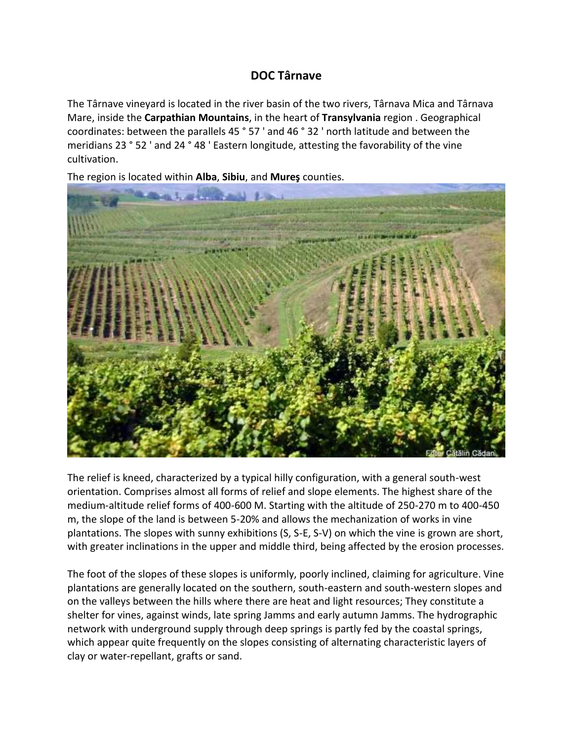# DOC Târnave

The Târnave vineyard is located in the river basin of the two rivers, Târnava Mica and Târnava Mare, inside the **Carpathian Mountains**, in the heart of **Transylvania** region . Geographical coordinates: between the parallels 45 ° 57 ' and 46 ° 32 ' north latitude and between the meridians 23 ° 52 ' and 24 ° 48 ' Eastern longitude, attesting the favorability of the vine cultivation.

The region is located within **Alba**, **Sibiu**, and **Mureş** counties.

The relief is kneed, characterized by a typical hilly configuration, with a general south-west orientation. Comprises almost all forms of relief and slope elements. The highest share of the medium-altitude relief forms of 400-600 M. Starting with the altitude of 250-270 m to 400-450 m, the slope of the land is between 5-20% and allows the mechanization of works in vine plantations. The slopes with sunny exhibitions (S, S-E, S-V) on which the vine is grown are short, with greater inclinations in the upper and middle third, being affected by the erosion processes.

The foot of the slopes of these slopes is uniformly, poorly inclined, claiming for agriculture. Vine plantations are generally located on the southern, south-eastern and south-western slopes and on the valleys between the hills where there are heat and light resources; They constitute a shelter for vines, against winds, late spring Jamms and early autumn Jamms. The hydrographic network with underground supply through deep springs is partly fed by the coastal springs, which appear quite frequently on the slopes consisting of alternating characteristic layers of clay or water-repellant, grafts or sand.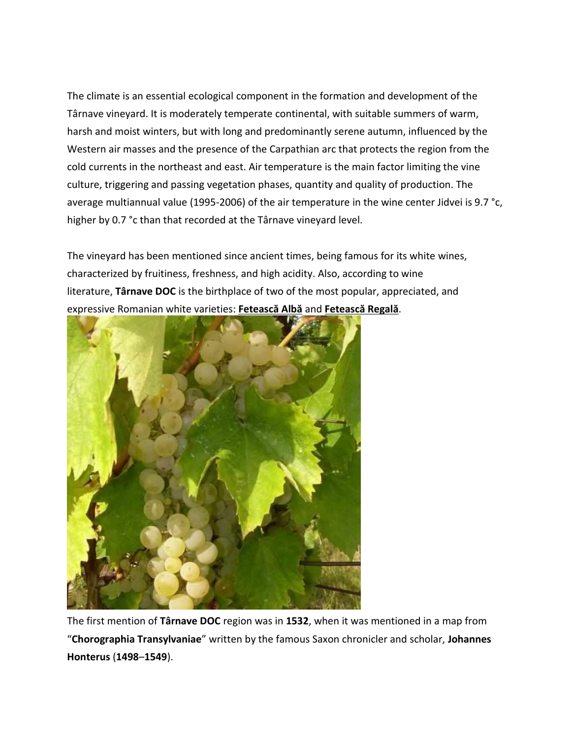The climate is an essential ecological component in the formation and development of the Târnave vineyard. It is moderately temperate continental, with suitable summers of warm, harsh and moist winters, but with long and predominantly serene autumn, influenced by the Western air masses and the presence of the Carpathian arc that protects the region from the cold currents in the northeast and east. Air temperature is the main factor limiting the vine culture, triggering and passing vegetation phases, quantity and quality of production. The average multiannual value (1995-2006) of the air temperature in the wine center Jidvei is 9.7 °c, higher by 0.7 °c than that recorded at the Târnave vineyard level.

The vineyard has been mentioned since ancient times, being famous for its white wines, characterized by fruitiness, freshness, and high acidity. Also, according to wine literature, **Târnave DOC** is the birthplace of two of the most popular, appreciated, and expressive Romanian white varieties: **Fetească Albă** and **Fetească Regală**.

The first mention of **Târnave DOC** region was in **1532**, when it was mentioned in a map from "**Chorographia Transylvaniae**" written by the famous Saxon chronicler and scholar, **Johannes Honterus** (**1498**–**1549**).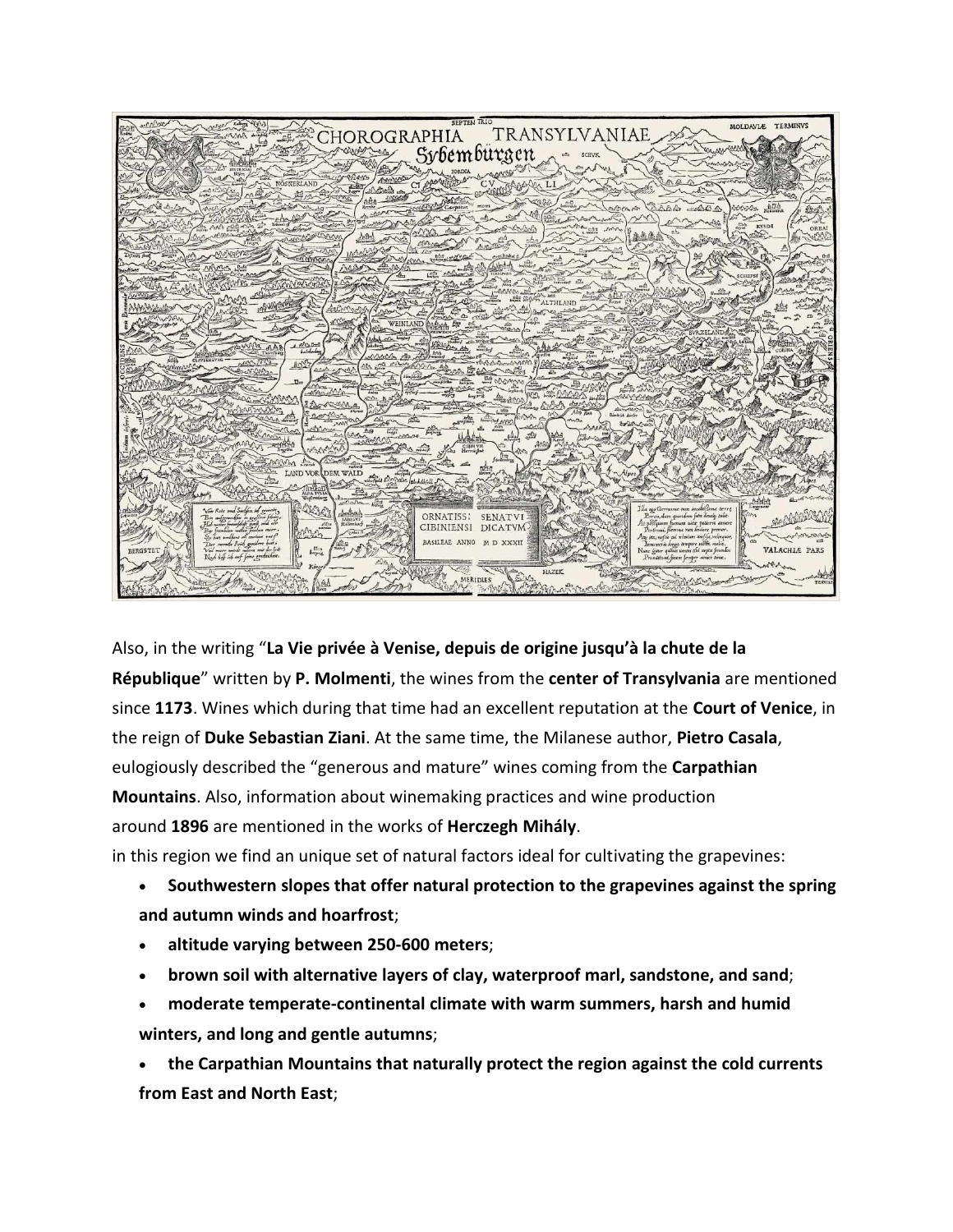Also, in the writing "**La Vie privée à Venise, depuis de origine jusqu'à la chute de la République**" written by **P. Molmenti**, the wines from the **center of Transylvania** are mentioned since **1173**. Wines which during that time had an excellent reputation at the **Court of Venice**, in the reign of **Duke Sebastian Ziani**. At the same time, the Milanese author, **Pietro Casala**, eulogiously described the "generous and mature" wines coming from the **Carpathian Mountains**. Also, information about winemaking practices and wine production around **1896** are mentioned in the works of **Herczegh Mihály**.

in this region we find an unique set of natural factors ideal for cultivating the grapevines:

- **Southwestern slopes that offer natural protection to the grapevines against the spring and autumn winds and hoarfrost**;
- **altitude varying between 250-600 meters**;
- **brown soil with alternative layers of clay, waterproof marl, sandstone, and sand**;
- **moderate temperate-continental climate with warm summers, harsh and humid winters, and long and gentle autumns**;
- **the Carpathian Mountains that naturally protect the region against the cold currents from East and North East**;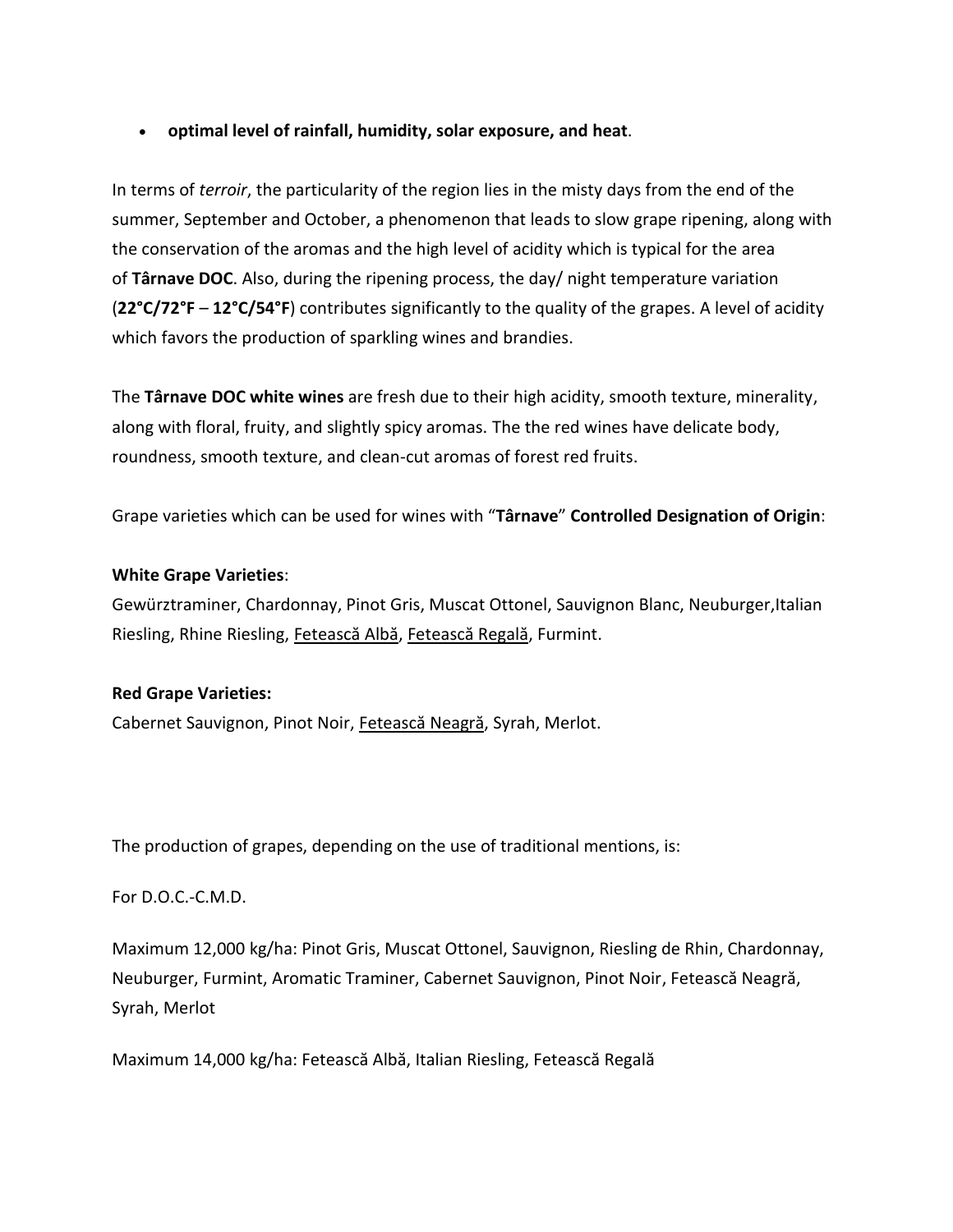- **optimal level of rainfall, humidity, solar exposure, and heat**.

In terms of *terroir*, the particularity of the region lies in the misty days from the end of the summer, September and October, a phenomenon that leads to slow grape ripening, along with the conservation of the aromas and the high level of acidity which is typical for the area of **Târnave DOC**. Also, during the ripening process, the day/ night temperature variation (**22°C/72°F** – **12°C/54°F**) contributes significantly to the quality of the grapes. A level of acidity which favors the production of sparkling wines and brandies.

The **Târnave DOC white wines** are fresh due to their high acidity, smooth texture, minerality, along with floral, fruity, and slightly spicy aromas. The the red wines have delicate body, roundness, smooth texture, and clean-cut aromas of forest red fruits.

Grape varieties which can be used for wines with "**Târnave**" **Controlled Designation of Origin**:

**White Grape Varieties**:
Gewürztraminer, Chardonnay, Pinot Gris, Muscat Ottonel, Sauvignon Blanc, Neuburger,Italian Riesling, Rhine Riesling, Fetească Albă, Fetească Regală, Furmint.

**Red Grape Varieties:**
Cabernet Sauvignon, Pinot Noir, Fetească Neagră, Syrah, Merlot.

The production of grapes, depending on the use of traditional mentions, is:

For D.O.C.-C.M.D.

Maximum 12,000 kg/ha: Pinot Gris, Muscat Ottonel, Sauvignon, Riesling de Rhin, Chardonnay, Neuburger, Furmint, Aromatic Traminer, Cabernet Sauvignon, Pinot Noir, Fetească Neagră, Syrah, Merlot

Maximum 14,000 kg/ha: Fetească Albă, Italian Riesling, Fetească Regală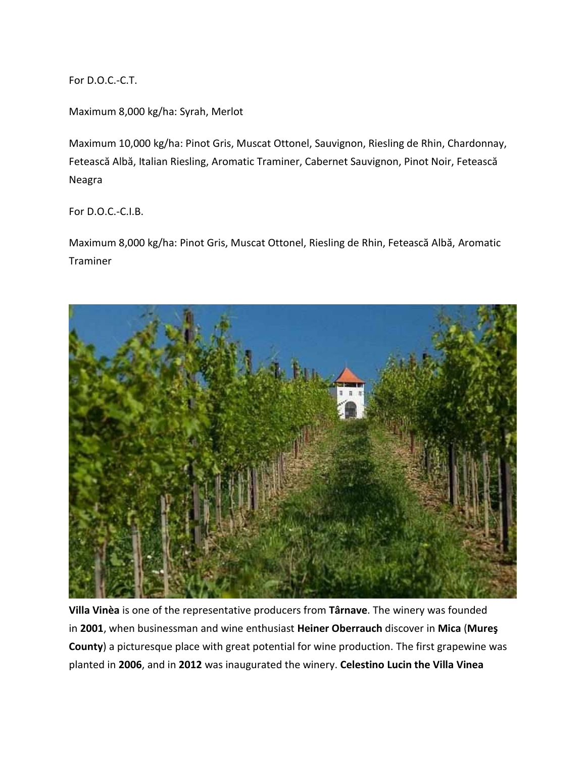For D.O.C.-C.T.

Maximum 8,000 kg/ha: Syrah, Merlot

Maximum 10,000 kg/ha: Pinot Gris, Muscat Ottonel, Sauvignon, Riesling de Rhin, Chardonnay, Fetească Albă, Italian Riesling, Aromatic Traminer, Cabernet Sauvignon, Pinot Noir, Fetească Neagra

For D.O.C.-C.I.B.

Maximum 8,000 kg/ha: Pinot Gris, Muscat Ottonel, Riesling de Rhin, Fetească Albă, Aromatic Traminer

**Villa Vinèa** is one of the representative producers from **Târnave**. The winery was founded in **2001**, when businessman and wine enthusiast **Heiner Oberrauch** discover in **Mica** (**Mureş County**) a picturesque place with great potential for wine production. The first grapewine was planted in **2006**, and in **2012** was inaugurated the winery. **Celestino Lucin the Villa Vinea**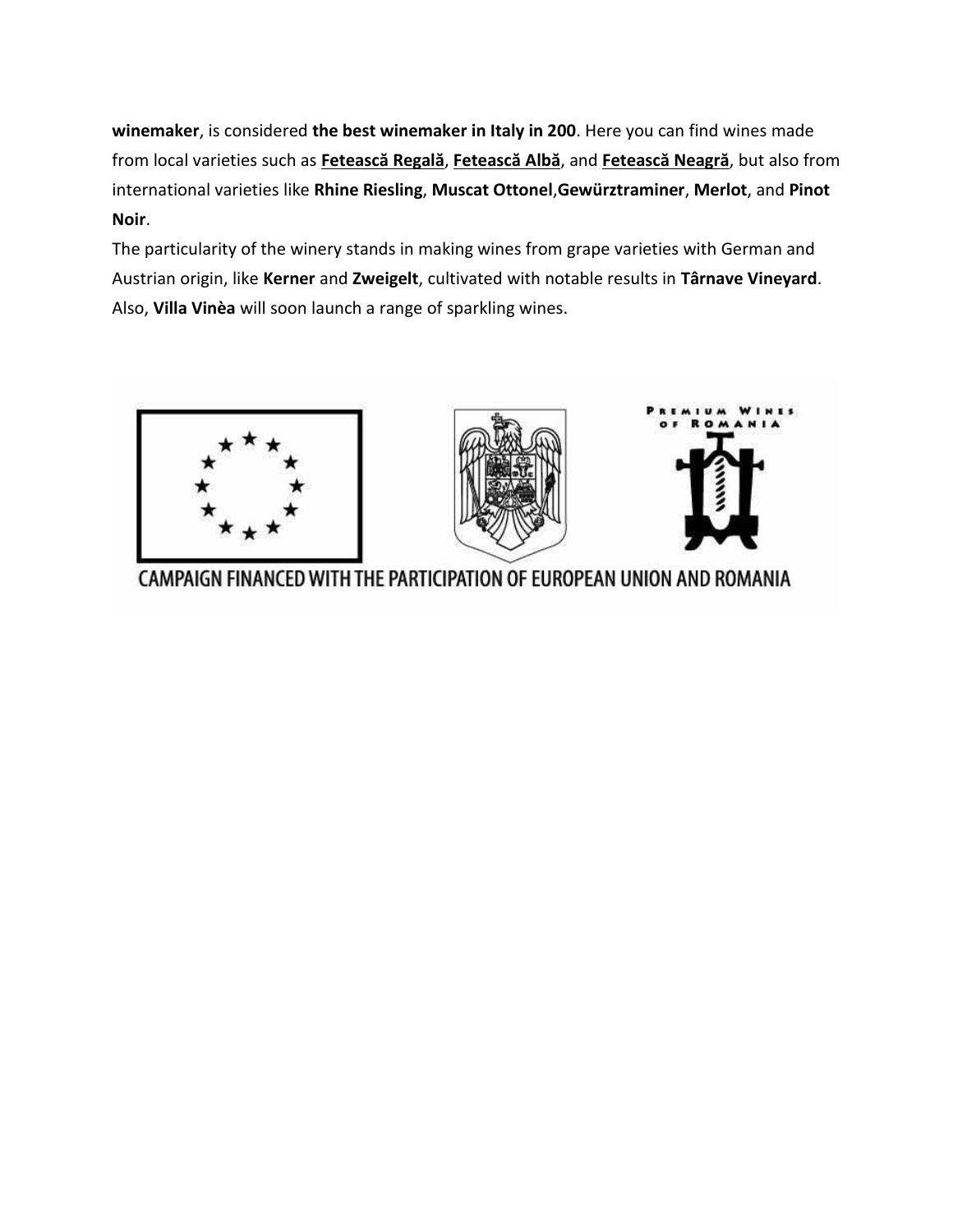**winemaker**, is considered **the best winemaker in Italy in 200**. Here you can find wines made from local varieties such as **Fetească Regală**, **Fetească Albă**, and **Fetească Neagră**, but also from international varieties like **Rhine Riesling**, **Muscat Ottonel**,**Gewürztraminer**, **Merlot**, and **Pinot Noir**.

The particularity of the winery stands in making wines from grape varieties with German and Austrian origin, like **Kerner** and **Zweigelt**, cultivated with notable results in **Târnave Vineyard**. Also, **Villa Vinèa** will soon launch a range of sparkling wines.

PREMIUM WINES OF ROMANIA

CAMPAIGN FINANCED WITH THE PARTICIPATION OF EUROPEAN UNION AND ROMANIA